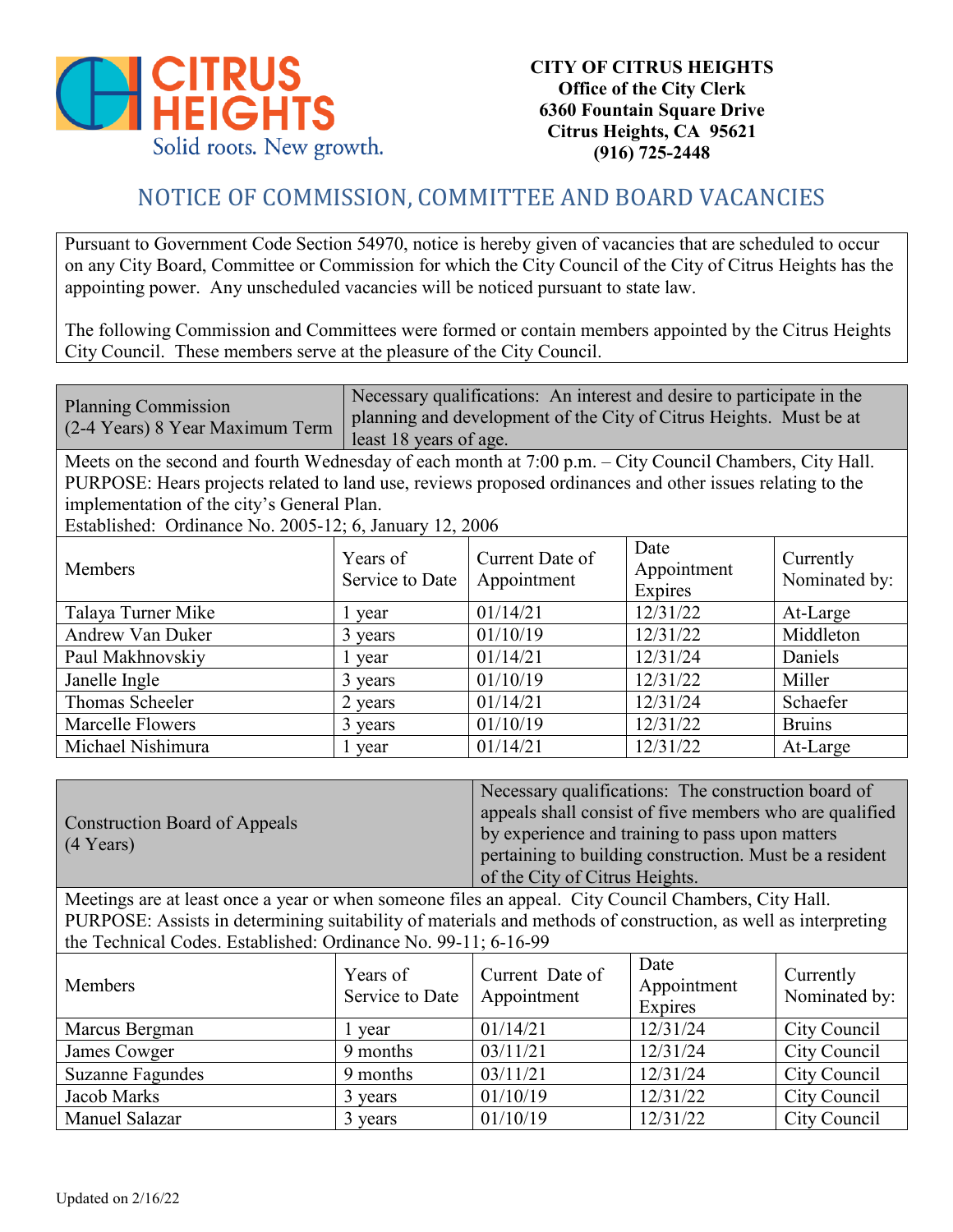**CITY OF CITRUS HEIGHTS**
**Office of the City Clerk**
**6360 Fountain Square Drive**
**Citrus Heights, CA 95621**
**(916) 725-2448**

# NOTICE OF COMMISSION, COMMITTEE AND BOARD VACANCIES

Pursuant to Government Code Section 54970, notice is hereby given of vacancies that are scheduled to occur on any City Board, Committee or Commission for which the City Council of the City of Citrus Heights has the appointing power. Any unscheduled vacancies will be noticed pursuant to state law.

The following Commission and Committees were formed or contain members appointed by the Citrus Heights City Council. These members serve at the pleasure of the City Council.

## Planning Commission (2-4 Years) 8 Year Maximum Term

Necessary qualifications: An interest and desire to participate in the planning and development of the City of Citrus Heights. Must be at least 18 years of age.

Meets on the second and fourth Wednesday of each month at 7:00 p.m. – City Council Chambers, City Hall.
PURPOSE: Hears projects related to land use, reviews proposed ordinances and other issues relating to the implementation of the city's General Plan.
Established: Ordinance No. 2005-12; 6, January 12, 2006

| Members | Years of Service to Date | Current Date of Appointment | Date Appointment Expires | Currently Nominated by: |
|---|---|---|---|---|
| Talaya Turner Mike | 1 year | 01/14/21 | 12/31/22 | At-Large |
| Andrew Van Duker | 3 years | 01/10/19 | 12/31/22 | Middleton |
| Paul Makhnovskiy | 1 year | 01/14/21 | 12/31/24 | Daniels |
| Janelle Ingle | 3 years | 01/10/19 | 12/31/22 | Miller |
| Thomas Scheeler | 2 years | 01/14/21 | 12/31/24 | Schaefer |
| Marcelle Flowers | 3 years | 01/10/19 | 12/31/22 | Bruins |
| Michael Nishimura | 1 year | 01/14/21 | 12/31/22 | At-Large |

## Construction Board of Appeals (4 Years)

Necessary qualifications: The construction board of appeals shall consist of five members who are qualified by experience and training to pass upon matters pertaining to building construction. Must be a resident of the City of Citrus Heights.

Meetings are at least once a year or when someone files an appeal. City Council Chambers, City Hall.
PURPOSE: Assists in determining suitability of materials and methods of construction, as well as interpreting the Technical Codes. Established: Ordinance No. 99-11; 6-16-99

| Members | Years of Service to Date | Current Date of Appointment | Date Appointment Expires | Currently Nominated by: |
|---|---|---|---|---|
| Marcus Bergman | 1 year | 01/14/21 | 12/31/24 | City Council |
| James Cowger | 9 months | 03/11/21 | 12/31/24 | City Council |
| Suzanne Fagundes | 9 months | 03/11/21 | 12/31/24 | City Council |
| Jacob Marks | 3 years | 01/10/19 | 12/31/22 | City Council |
| Manuel Salazar | 3 years | 01/10/19 | 12/31/22 | City Council |

Updated on 2/16/22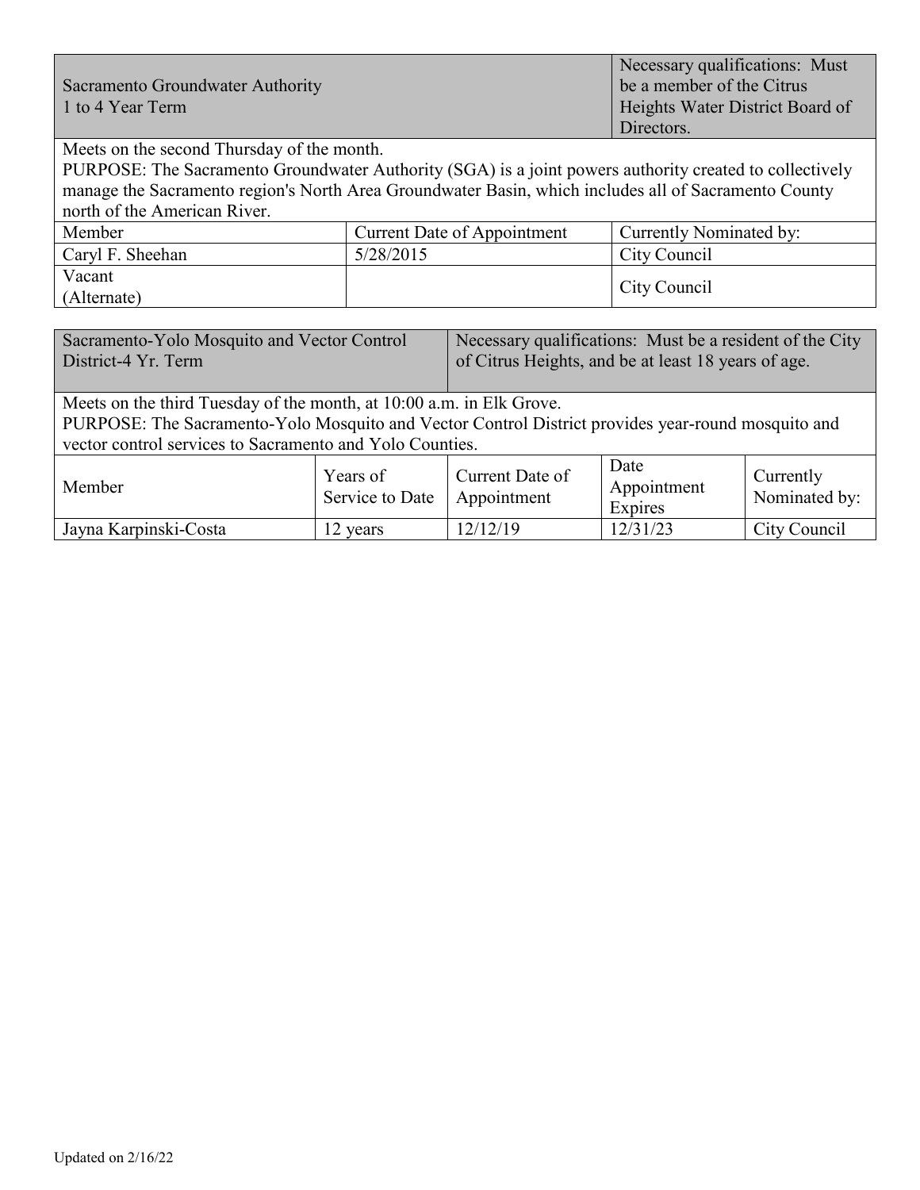| Sacramento Groundwater Authority<br>1 to 4 Year Term | | Necessary qualifications: Must be a member of the Citrus Heights Water District Board of Directors. |
|---|---|---|
| Meets on the second Thursday of the month.<br>PURPOSE: The Sacramento Groundwater Authority (SGA) is a joint powers authority created to collectively manage the Sacramento region's North Area Groundwater Basin, which includes all of Sacramento County north of the American River. | | |
| Member | Current Date of Appointment | Currently Nominated by: |
| Caryl F. Sheehan | 5/28/2015 | City Council |
| Vacant<br>(Alternate) | | City Council |

| Sacramento-Yolo Mosquito and Vector Control District-4 Yr. Term | | Necessary qualifications: Must be a resident of the City of Citrus Heights, and be at least 18 years of age. | | |
|---|---|---|---|---|
| Meets on the third Tuesday of the month, at 10:00 a.m. in Elk Grove.<br>PURPOSE: The Sacramento-Yolo Mosquito and Vector Control District provides year-round mosquito and vector control services to Sacramento and Yolo Counties. | | | | |
| Member | Years of Service to Date | Current Date of Appointment | Date Appointment Expires | Currently Nominated by: |
| Jayna Karpinski-Costa | 12 years | 12/12/19 | 12/31/23 | City Council |

Updated on 2/16/22